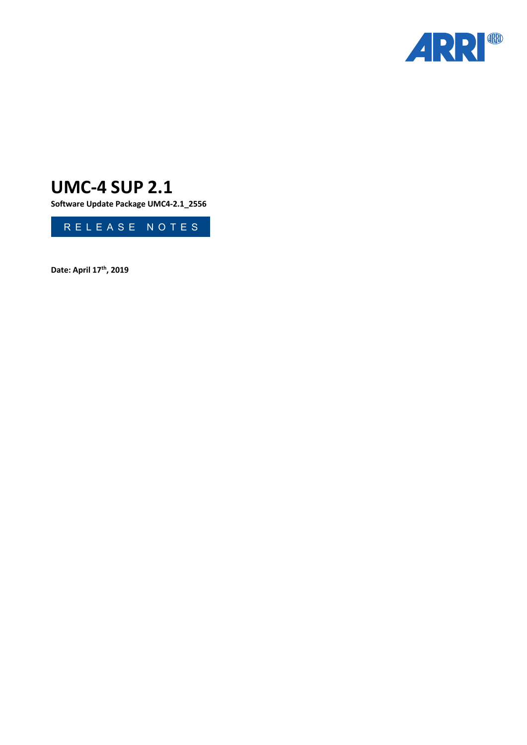# UMC-4 SUP 2.1

**Software Update Package UMC4-2.1_2556**

RELEASE NOTES

**Date: April 17th, 2019**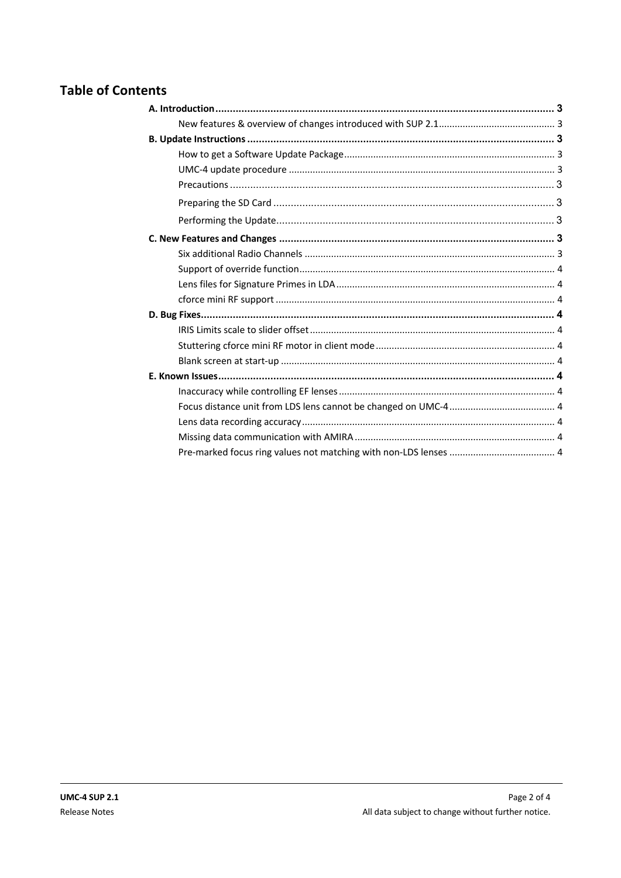## Table of Contents

- **A. Introduction** ..... **3**
  - New features & overview of changes introduced with SUP 2.1 ..... 3
- **B. Update Instructions** ..... **3**
  - How to get a Software Update Package ..... 3
  - UMC-4 update procedure ..... 3
  - Precautions ..... 3
  - Preparing the SD Card ..... 3
  - Performing the Update ..... 3
- **C. New Features and Changes** ..... **3**
  - Six additional Radio Channels ..... 3
  - Support of override function ..... 4
  - Lens files for Signature Primes in LDA ..... 4
  - cforce mini RF support ..... 4
- **D. Bug Fixes** ..... **4**
  - IRIS Limits scale to slider offset ..... 4
  - Stuttering cforce mini RF motor in client mode ..... 4
  - Blank screen at start-up ..... 4
- **E. Known Issues** ..... **4**
  - Inaccuracy while controlling EF lenses ..... 4
  - Focus distance unit from LDS lens cannot be changed on UMC-4 ..... 4
  - Lens data recording accuracy ..... 4
  - Missing data communication with AMIRA ..... 4
  - Pre-marked focus ring values not matching with non-LDS lenses ..... 4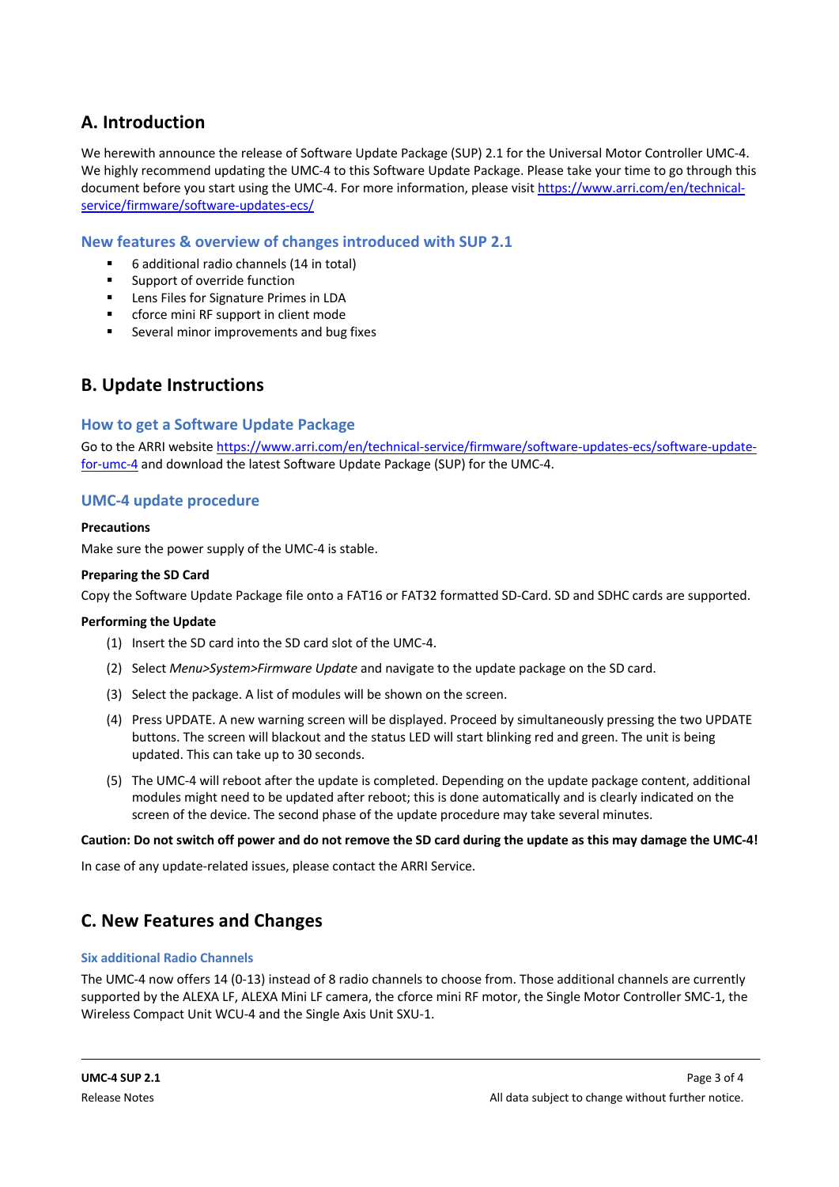## A. Introduction

We herewith announce the release of Software Update Package (SUP) 2.1 for the Universal Motor Controller UMC-4. We highly recommend updating the UMC-4 to this Software Update Package. Please take your time to go through this document before you start using the UMC-4. For more information, please visit [https://www.arri.com/en/technical-service/firmware/software-updates-ecs/](https://www.arri.com/en/technical-service/firmware/software-updates-ecs/)

### New features & overview of changes introduced with SUP 2.1

- 6 additional radio channels (14 in total)
- Support of override function
- Lens Files for Signature Primes in LDA
- cforce mini RF support in client mode
- Several minor RF improvements and bug fixes

## B. Update Instructions

### How to get a Software Update Package

Go to the ARRI website [https://www.arri.com/en/technical-service/firmware/software-updates-ecs/software-update-for-umc-4](https://www.arri.com/en/technical-service/firmware/software-updates-ecs/software-update-for-umc-4) and download the latest Software Update Package (SUP) for the UMC-4.

### UMC-4 update procedure

**Precautions**

Make sure the power supply of the UMC-4 is stable.

**Preparing the SD Card**

Copy the Software Update Package file onto a FAT16 or FAT32 formatted SD-Card. SD and SDHC cards are supported.

**Performing the Update**

(1) Insert the SD card into the SD card slot of the UMC-4.

(2) Select *Menu>System>Firmware Update* and navigate to the update package on the SD card.

(3) Select the package. A list of modules will be shown on the screen.

(4) Press UPDATE. A new warning screen will be displayed. Proceed by simultaneously pressing the two UPDATE buttons. The screen will blackout and the status LED will start blinking red and green. The unit is being updated. This can take up to 30 seconds.

(5) The UMC-4 will reboot after the update is completed. Depending on the update package content, additional modules might need to be updated after reboot; this is done automatically and is clearly indicated on the screen of the device. The second phase of the update procedure may take several minutes.

**Caution: Do not switch off power and do not remove the SD card during the update as this may damage the UMC-4!**

In case of any update-related issues, please contact the ARRI Service.

## C. New Features and Changes

#### Six additional Radio Channels

The UMC-4 now offers 14 (0-13) instead of 8 radio channels to choose from. Those additional channels are currently supported by the ALEXA LF, ALEXA Mini LF camera, the cforce mini RF motor, the Single Motor Controller SMC-1, the Wireless Compact Unit WCU-4 and the Single Axis Unit SXU-1.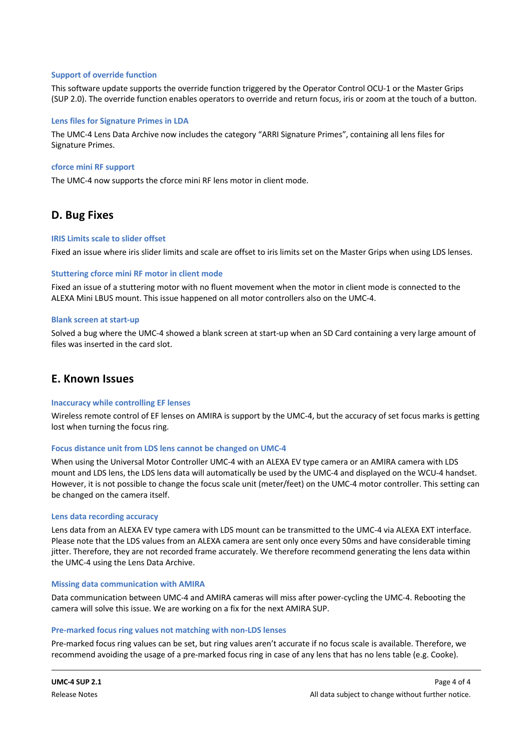### Support of override function

This software update supports the override function triggered by the Operator Control OCU-1 or the Master Grips (SUP 2.0). The override function enables operators to override and return focus, iris or zoom at the touch of a button.

### Lens files for Signature Primes in LDA

The UMC-4 Lens Data Archive now includes the category “ARRI Signature Primes”, containing all lens files for Signature Primes.

### cforce mini RF support

The UMC-4 now supports the cforce mini RF lens motor in client mode.

## D. Bug Fixes

### IRIS Limits scale to slider offset

Fixed an issue where iris slider limits and scale are offset to iris limits set on the Master Grips when using LDS lenses.

### Stuttering cforce mini RF motor in client mode

Fixed an issue of a stuttering motor with no fluent movement when the motor in client mode is connected to the ALEXA Mini LBUS mount. This issue happened on all motor controllers also on the UMC-4.

### Blank screen at start-up

Solved a bug where the UMC-4 showed a blank screen at start-up when an SD Card containing a very large amount of files was inserted in the card slot.

## E. Known Issues

### Inaccuracy while controlling EF lenses

Wireless remote control of EF lenses on AMIRA is support by the UMC-4, but the accuracy of set focus marks is getting lost when turning the focus ring.

### Focus distance unit from LDS lens cannot be changed on UMC-4

When using the Universal Motor Controller UMC-4 with an ALEXA EV type camera or an AMIRA camera with LDS mount and LDS lens, the LDS lens data will automatically be used by the UMC-4 and displayed on the WCU-4 handset. However, it is not possible to change the focus scale unit (meter/feet) on the UMC-4 motor controller. This setting can be changed on the camera itself.

### Lens data recording accuracy

Lens data from an ALEXA EV type camera with LDS mount can be transmitted to the UMC-4 via ALEXA EXT interface. Please note that the LDS values from an ALEXA camera are sent only once every 50ms and have considerable timing jitter. Therefore, they are not recorded frame accurately. We therefore recommend generating the lens data within the UMC-4 using the Lens Data Archive.

### Missing data communication with AMIRA

Data communication between UMC-4 and AMIRA cameras will miss after power-cycling the UMC-4. Rebooting the camera will solve this issue. We are working on a fix for the next AMIRA SUP.

### Pre-marked focus ring values not matching with non-LDS lenses

Pre-marked focus ring values can be set, but ring values aren’t accurate if no focus scale is available. Therefore, we recommend avoiding the usage of a pre-marked focus ring in case of any lens that has no lens table (e.g. Cooke).